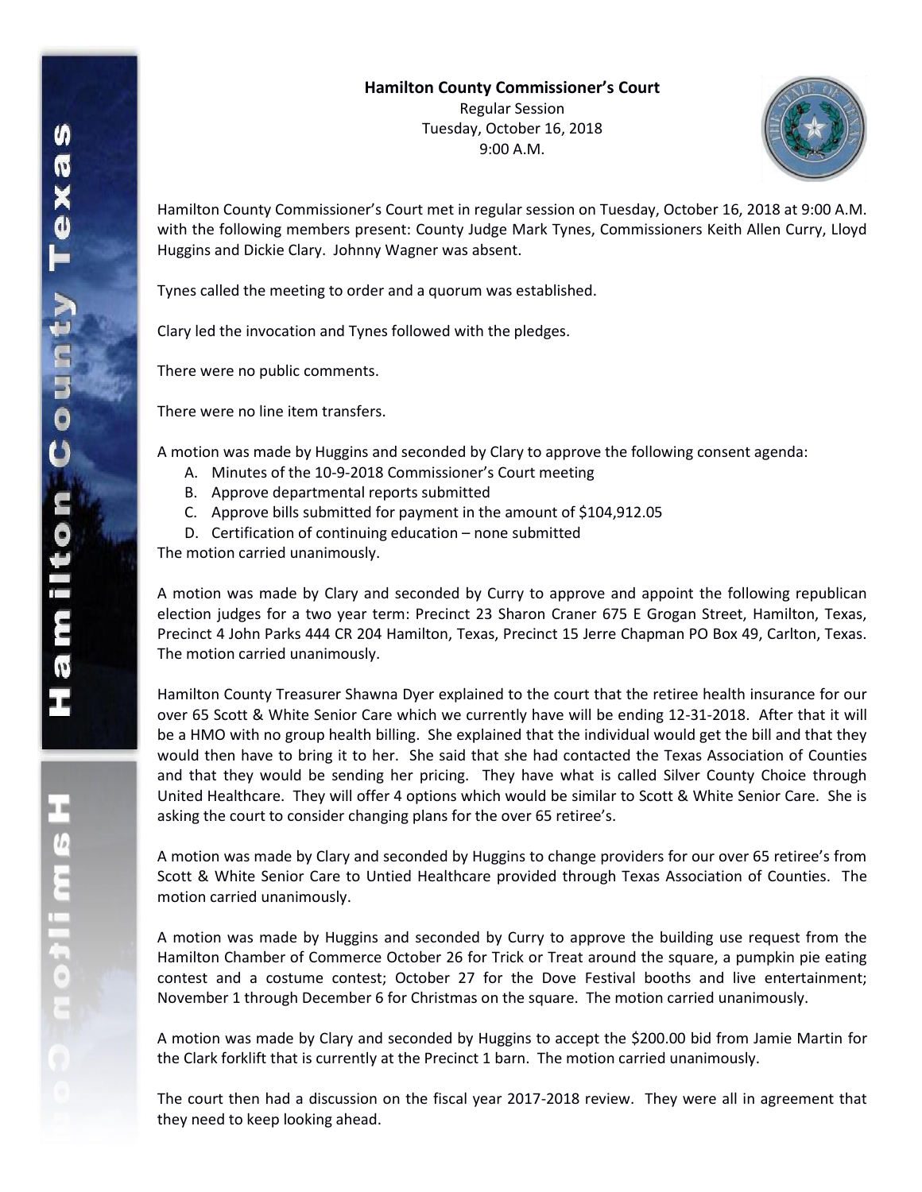**Hamilton County Commissioner's Court**

Regular Session
Tuesday, October 16, 2018
9:00 A.M.

Hamilton County Commissioner's Court met in regular session on Tuesday, October 16, 2018 at 9:00 A.M. with the following members present: County Judge Mark Tynes, Commissioners Keith Allen Curry, Lloyd Huggins and Dickie Clary. Johnny Wagner was absent.

Tynes called the meeting to order and a quorum was established.

Clary led the invocation and Tynes followed with the pledges.

There were no public comments.

There were no line item transfers.

A motion was made by Huggins and seconded by Clary to approve the following consent agenda:

A. Minutes of the 10-9-2018 Commissioner's Court meeting
B. Approve departmental reports submitted
C. Approve bills submitted for payment in the amount of $104,912.05
D. Certification of continuing education – none submitted

The motion carried unanimously.

A motion was made by Clary and seconded by Curry to approve and appoint the following republican election judges for a two year term: Precinct 23 Sharon Craner 675 E Grogan Street, Hamilton, Texas, Precinct 4 John Parks 444 CR 204 Hamilton, Texas, Precinct 15 Jerre Chapman PO Box 49, Carlton, Texas. The motion carried unanimously.

Hamilton County Treasurer Shawna Dyer explained to the court that the retiree health insurance for our over 65 Scott & White Senior Care which we currently have will be ending 12-31-2018. After that it will be a HMO with no group health billing. She explained that the individual would get the bill and that they would then have to bring it to her. She said that she had contacted the Texas Association of Counties and that they would be sending her pricing. They have what is called Silver County Choice through United Healthcare. They will offer 4 options which would be similar to Scott & White Senior Care. She is asking the court to consider changing plans for the over 65 retiree's.

A motion was made by Clary and seconded by Huggins to change providers for our over 65 retiree's from Scott & White Senior Care to Untied Healthcare provided through Texas Association of Counties. The motion carried unanimously.

A motion was made by Huggins and seconded by Curry to approve the building use request from the Hamilton Chamber of Commerce October 26 for Trick or Treat around the square, a pumpkin pie eating contest and a costume contest; October 27 for the Dove Festival booths and live entertainment; November 1 through December 6 for Christmas on the square. The motion carried unanimously.

A motion was made by Clary and seconded by Huggins to accept the $200.00 bid from Jamie Martin for the Clark forklift that is currently at the Precinct 1 barn. The motion carried unanimously.

The court then had a discussion on the fiscal year 2017-2018 review. They were all in agreement that they need to keep looking ahead.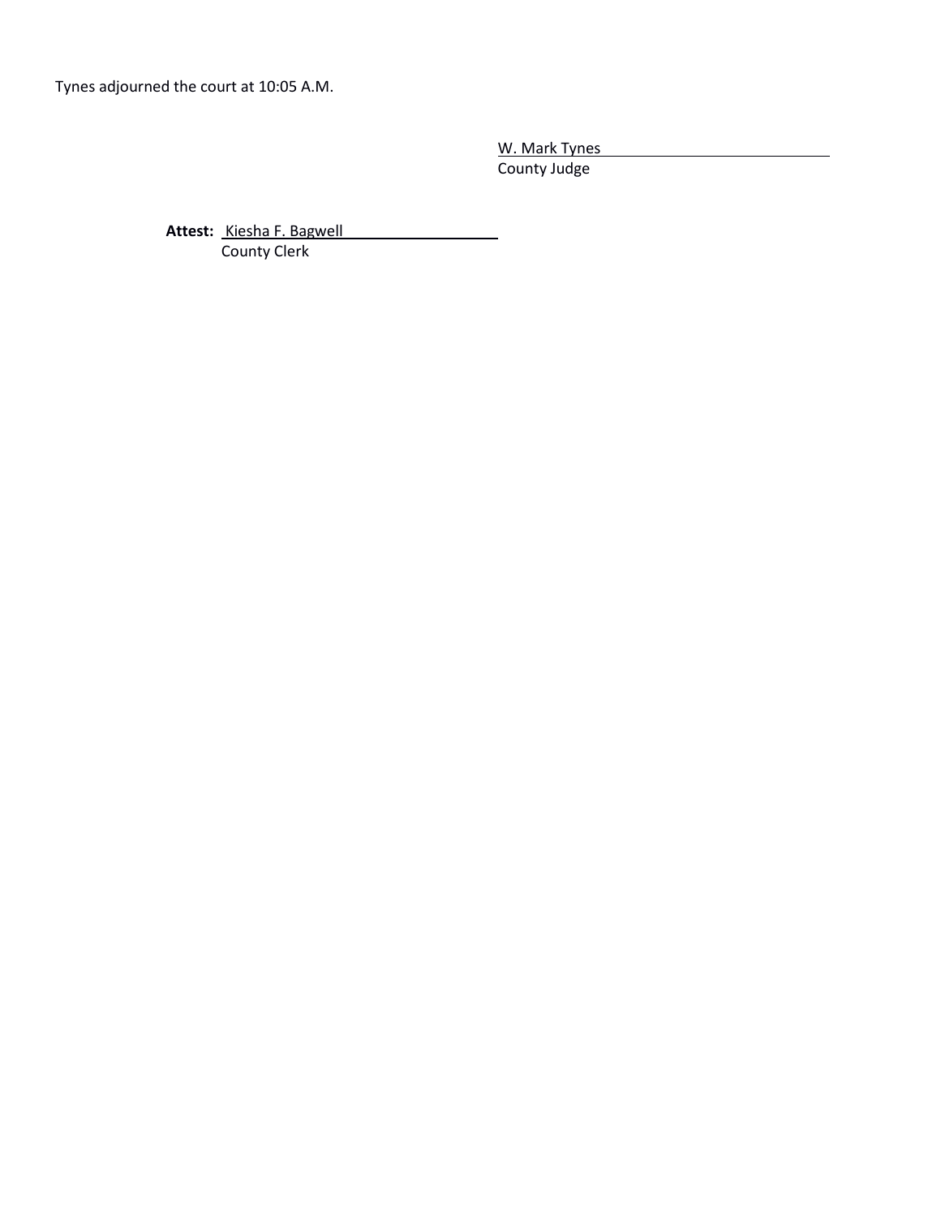Tynes adjourned the court at 10:05 A.M.

W. Mark Tynes
County Judge

**Attest:** Kiesha F. Bagwell
County Clerk